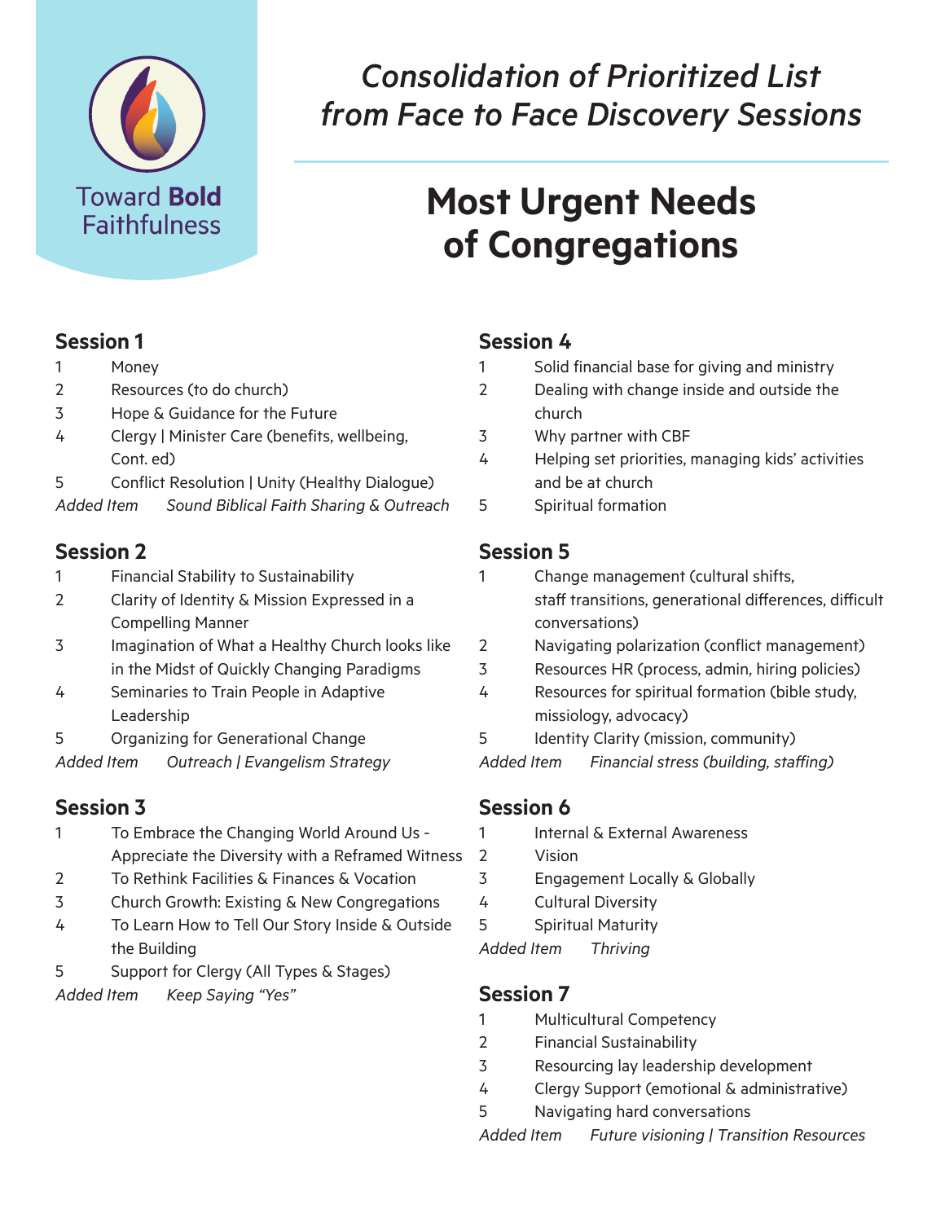Toward **Bold** Faithfulness

# *Consolidation of Prioritized List from Face to Face Discovery Sessions*

# Most Urgent Needs of Congregations

## Session 1

1. Money
2. Resources (to do church)
3. Hope & Guidance for the Future
4. Clergy | Minister Care (benefits, wellbeing, Cont. ed)
5. Conflict Resolution | Unity (Healthy Dialogue)

*Added Item* *Sound Biblical Faith Sharing & Outreach*

## Session 2

1. Financial Stability to Sustainability
2. Clarity of Identity & Mission Expressed in a Compelling Manner
3. Imagination of What a Healthy Church looks like in the Midst of Quickly Changing Paradigms
4. Seminaries to Train People in Adaptive Leadership
5. Organizing for Generational Change

*Added Item* *Outreach | Evangelism Strategy*

## Session 3

1. To Embrace the Changing World Around Us - Appreciate the Diversity with a Reframed Witness
2. To Rethink Facilities & Finances & Vocation
3. Church Growth: Existing & New Congregations
4. To Learn How to Tell Our Story Inside & Outside the Building
5. Support for Clergy (All Types & Stages)

*Added Item* *Keep Saying "Yes"*

## Session 4

1. Solid financial base for giving and ministry
2. Dealing with change inside and outside the church
3. Why partner with CBF
4. Helping set priorities, managing kids' activities and be at church
5. Spiritual formation

## Session 5

1. Change management (cultural shifts, staff transitions, generational differences, difficult conversations)
2. Navigating polarization (conflict management)
3. Resources HR (process, admin, hiring policies)
4. Resources for spiritual formation (bible study, missiology, advocacy)
5. Identity Clarity (mission, community)

*Added Item* *Financial stress (building, staffing)*

## Session 6

1. Internal & External Awareness
2. Vision
3. Engagement Locally & Globally
4. Cultural Diversity
5. Spiritual Maturity

*Added Item* *Thriving*

## Session 7

1. Multicultural Competency
2. Financial Sustainability
3. Resourcing lay leadership development
4. Clergy Support (emotional & administrative)
5. Navigating hard conversations

*Added Item* *Future visioning | Transition Resources*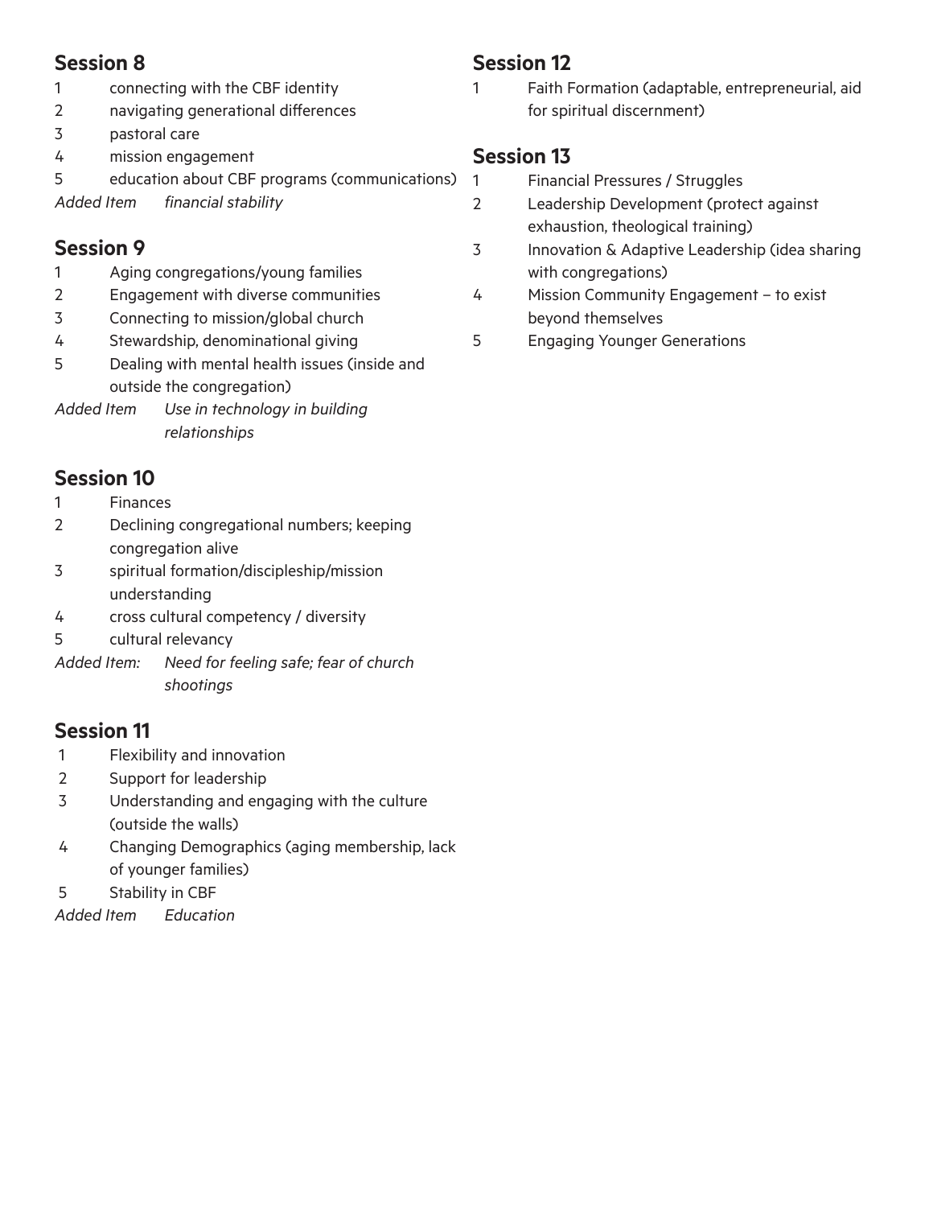## Session 8

1 connecting with the CBF identity
2 navigating generational differences
3 pastoral care
4 mission engagement
5 education about CBF programs (communications)

*Added Item* *financial stability*

## Session 9

1 Aging congregations/young families
2 Engagement with diverse communities
3 Connecting to mission/global church
4 Stewardship, denominational giving
5 Dealing with mental health issues (inside and outside the congregation)

*Added Item* *Use in technology in building relationships*

## Session 10

1 Finances
2 Declining congregational numbers; keeping congregation alive
3 spiritual formation/discipleship/mission understanding
4 cross cultural competency / diversity
5 cultural relevancy

*Added Item:* *Need for feeling safe; fear of church shootings*

## Session 11

1 Flexibility and innovation
2 Support for leadership
3 Understanding and engaging with the culture (outside the walls)
4 Changing Demographics (aging membership, lack of younger families)
5 Stability in CBF

*Added Item* *Education*

## Session 12

1 Faith Formation (adaptable, entrepreneurial, aid for spiritual discernment)

## Session 13

1 Financial Pressures / Struggles
2 Leadership Development (protect against exhaustion, theological training)
3 Innovation & Adaptive Leadership (idea sharing with congregations)
4 Mission Community Engagement – to exist beyond themselves
5 Engaging Younger Generations